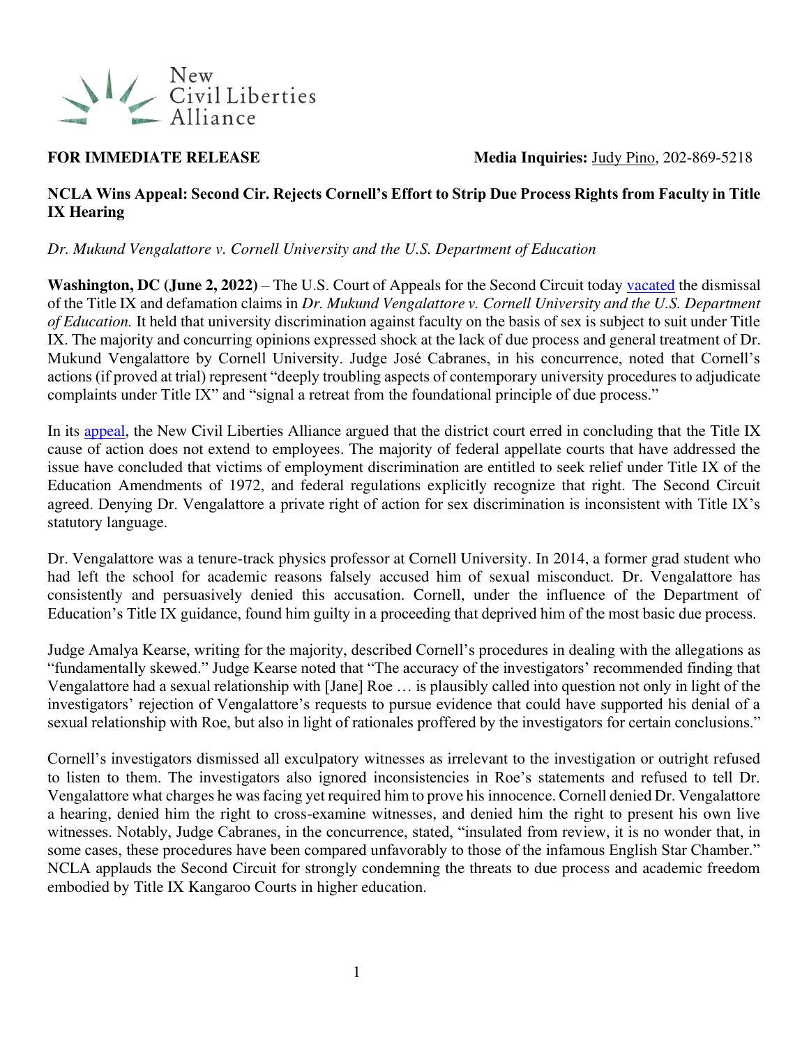New Civil Liberties Alliance

**FOR IMMEDIATE RELEASE** **Media Inquiries:** Judy Pino, 202-869-5218

**NCLA Wins Appeal: Second Cir. Rejects Cornell's Effort to Strip Due Process Rights from Faculty in Title IX Hearing**

*Dr. Mukund Vengalattore v. Cornell University and the U.S. Department of Education*

**Washington, DC (June 2, 2022)** – The U.S. Court of Appeals for the Second Circuit today vacated the dismissal of the Title IX and defamation claims in *Dr. Mukund Vengalattore v. Cornell University and the U.S. Department of Education.* It held that university discrimination against faculty on the basis of sex is subject to suit under Title IX. The majority and concurring opinions expressed shock at the lack of due process and general treatment of Dr. Mukund Vengalattore by Cornell University. Judge José Cabranes, in his concurrence, noted that Cornell's actions (if proved at trial) represent "deeply troubling aspects of contemporary university procedures to adjudicate complaints under Title IX" and "signal a retreat from the foundational principle of due process."

In its appeal, the New Civil Liberties Alliance argued that the district court erred in concluding that the Title IX cause of action does not extend to employees. The majority of federal appellate courts that have addressed the issue have concluded that victims of employment discrimination are entitled to seek relief under Title IX of the Education Amendments of 1972, and federal regulations explicitly recognize that right. The Second Circuit agreed. Denying Dr. Vengalattore a private right of action for sex discrimination is inconsistent with Title IX's statutory language.

Dr. Vengalattore was a tenure-track physics professor at Cornell University. In 2014, a former grad student who had left the school for academic reasons falsely accused him of sexual misconduct. Dr. Vengalattore has consistently and persuasively denied this accusation. Cornell, under the influence of the Department of Education's Title IX guidance, found him guilty in a proceeding that deprived him of the most basic due process.

Judge Amalya Kearse, writing for the majority, described Cornell's procedures in dealing with the allegations as "fundamentally skewed." Judge Kearse noted that "The accuracy of the investigators' recommended finding that Vengalattore had a sexual relationship with [Jane] Roe … is plausibly called into question not only in light of the investigators' rejection of Vengalattore's requests to pursue evidence that could have supported his denial of a sexual relationship with Roe, but also in light of rationales proffered by the investigators for certain conclusions."

Cornell's investigators dismissed all exculpatory witnesses as irrelevant to the investigation or outright refused to listen to them. The investigators also ignored inconsistencies in Roe's statements and refused to tell Dr. Vengalattore what charges he was facing yet required him to prove his innocence. Cornell denied Dr. Vengalattore a hearing, denied him the right to cross-examine witnesses, and denied him the right to present his own live witnesses. Notably, Judge Cabranes, in the concurrence, stated, "insulated from review, it is no wonder that, in some cases, these procedures have been compared unfavorably to those of the infamous English Star Chamber." NCLA applauds the Second Circuit for strongly condemning the threats to due process and academic freedom embodied by Title IX Kangaroo Courts in higher education.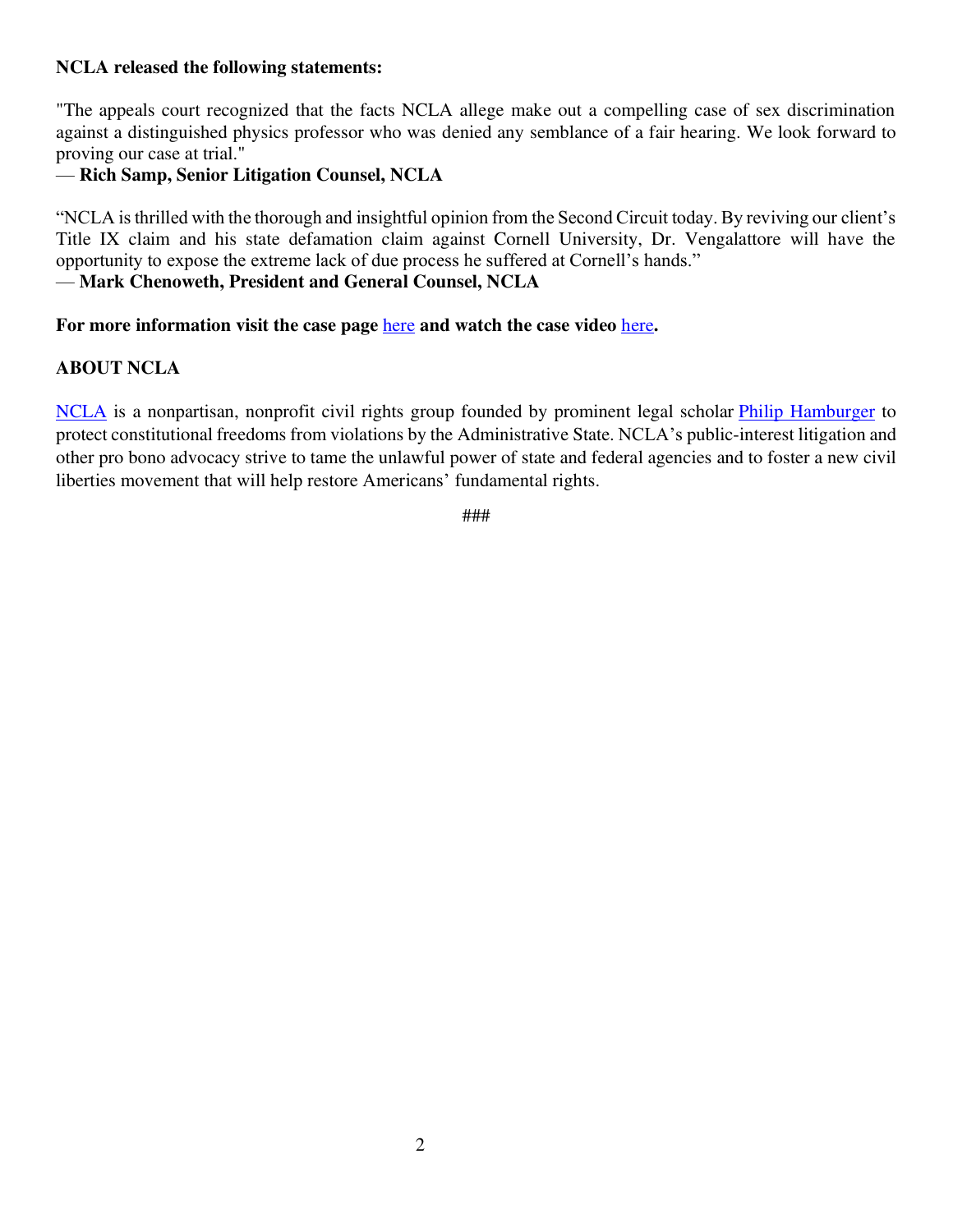**NCLA released the following statements:**

"The appeals court recognized that the facts NCLA allege make out a compelling case of sex discrimination against a distinguished physics professor who was denied any semblance of a fair hearing. We look forward to proving our case at trial."
— **Rich Samp, Senior Litigation Counsel, NCLA**

"NCLA is thrilled with the thorough and insightful opinion from the Second Circuit today. By reviving our client's Title IX claim and his state defamation claim against Cornell University, Dr. Vengalattore will have the opportunity to expose the extreme lack of due process he suffered at Cornell's hands."
— **Mark Chenoweth, President and General Counsel, NCLA**

**For more information visit the case page here and watch the case video here.**

**ABOUT NCLA**

NCLA is a nonpartisan, nonprofit civil rights group founded by prominent legal scholar Philip Hamburger to protect constitutional freedoms from violations by the Administrative State. NCLA's public-interest litigation and other pro bono advocacy strive to tame the unlawful power of state and federal agencies and to foster a new civil liberties movement that will help restore Americans' fundamental rights.

###